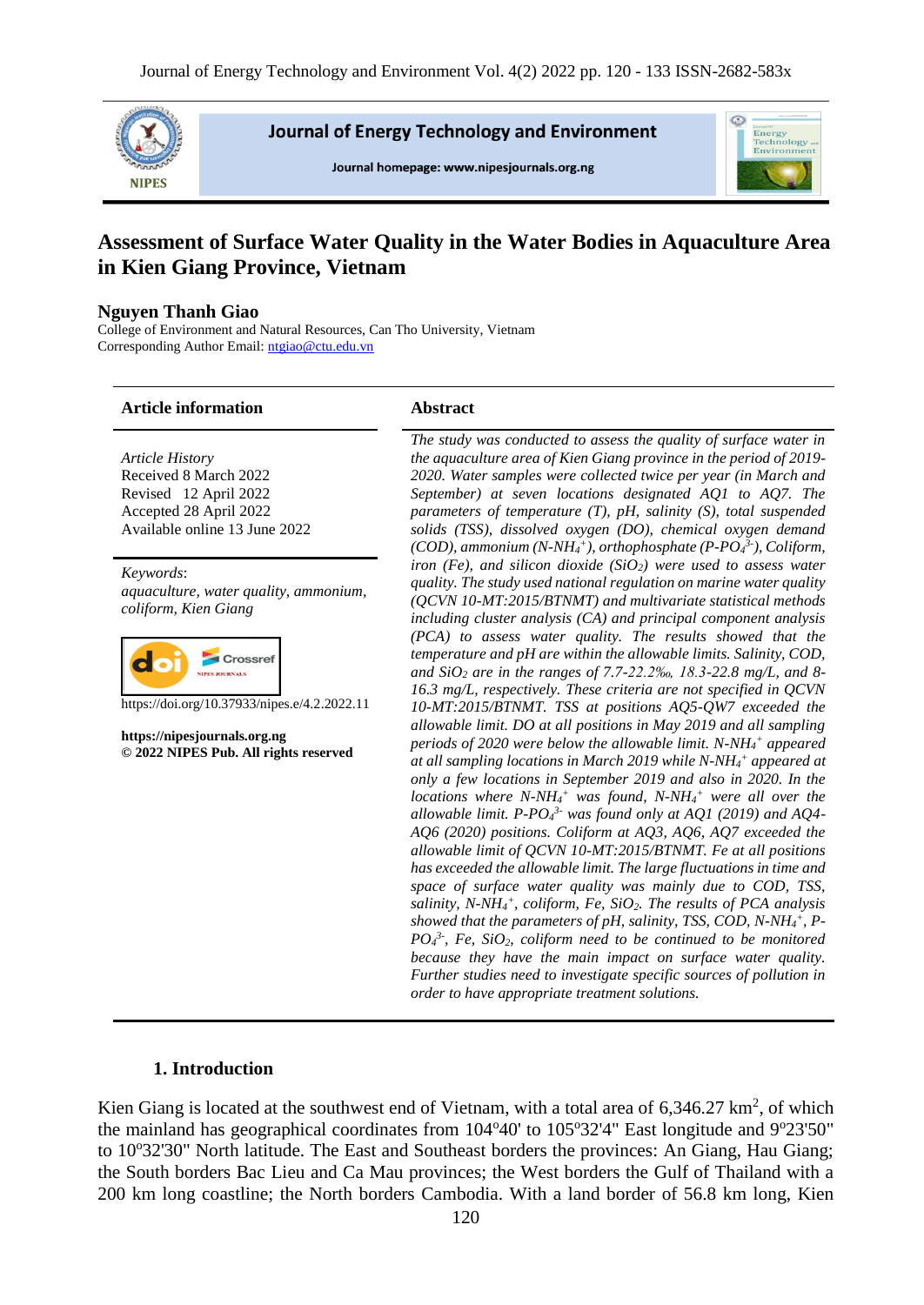# Assessment of Surface Water Quality in the Water Bodies in Aquaculture Area in Kien Giang Province, Vietnam

**Nguyen Thanh Giao**

College of Environment and Natural Resources, Can Tho University, Vietnam

Corresponding Author Email: ntgiao@ctu.edu.vn

## Article information

*Article History*

Received 8 March 2022

Revised 12 April 2022

Accepted 28 April 2022

Available online 13 June 2022

*Keywords*:

*aquaculture, water quality, ammonium, coliform, Kien Giang*

https://doi.org/10.37933/nipes.e/4.2.2022.11

**https://nipesjournals.org.ng**

**© 2022 NIPES Pub. All rights reserved**

## Abstract

*The study was conducted to assess the quality of surface water in the aquaculture area of Kien Giang province in the period of 2019-2020. Water samples were collected twice per year (in March and September) at seven locations designated AQ1 to AQ7. The parameters of temperature (T), pH, salinity (S), total suspended solids (TSS), dissolved oxygen (DO), chemical oxygen demand (COD), ammonium (N-$NH_4^+$), orthophosphate (P-$PO_4^{3-}$), Coliform, iron (Fe), and silicon dioxide ($SiO_2$) were used to assess water quality. The study used national regulation on marine water quality (QCVN 10-MT:2015/BTNMT) and multivariate statistical methods including cluster analysis (CA) and principal component analysis (PCA) to assess water quality. The results showed that the temperature and pH are within the allowable limits. Salinity, COD, and $SiO_2$ are in the ranges of 7.7-22.2‰, 18.3-22.8 mg/L, and 8-16.3 mg/L, respectively. These criteria are not specified in QCVN 10-MT:2015/BTNMT. TSS at positions AQ5-QW7 exceeded the allowable limit. DO at all positions in May 2019 and all sampling periods of 2020 were below the allowable limit. N-$NH_4^+$ appeared at all sampling locations in March 2019 while N-$NH_4^+$ appeared at only a few locations in September 2019 and also in 2020. In the locations where N-$NH_4^+$ was found, N-$NH_4^+$ were all over the allowable limit. P-$PO_4^{3-}$ was found only at AQ1 (2019) and AQ4-AQ6 (2020) positions. Coliform at AQ3, AQ6, AQ7 exceeded the allowable limit of QCVN 10-MT:2015/BTNMT. Fe at all positions has exceeded the allowable limit. The large fluctuations in time and space of surface water quality was mainly due to COD, TSS, salinity, N-$NH_4^+$, coliform, Fe, $SiO_2$. The results of PCA analysis showed that the parameters of pH, salinity, TSS, COD, N-$NH_4^+$, P-$PO_4^{3-}$, Fe, $SiO_2$, coliform need to be continued to be monitored because they have the main impact on surface water quality. Further studies need to investigate specific sources of pollution in order to have appropriate treatment solutions.*

## 1. Introduction

Kien Giang is located at the southwest end of Vietnam, with a total area of 6,346.27 km$^2$, of which the mainland has geographical coordinates from 104$^o$40' to 105$^o$32'4" East longitude and 9$^o$23'50" to 10$^o$32'30" North latitude. The East and Southeast borders the provinces: An Giang, Hau Giang; the South borders Bac Lieu and Ca Mau provinces; the West borders the Gulf of Thailand with a 200 km long coastline; the North borders Cambodia. With a land border of 56.8 km long, Kien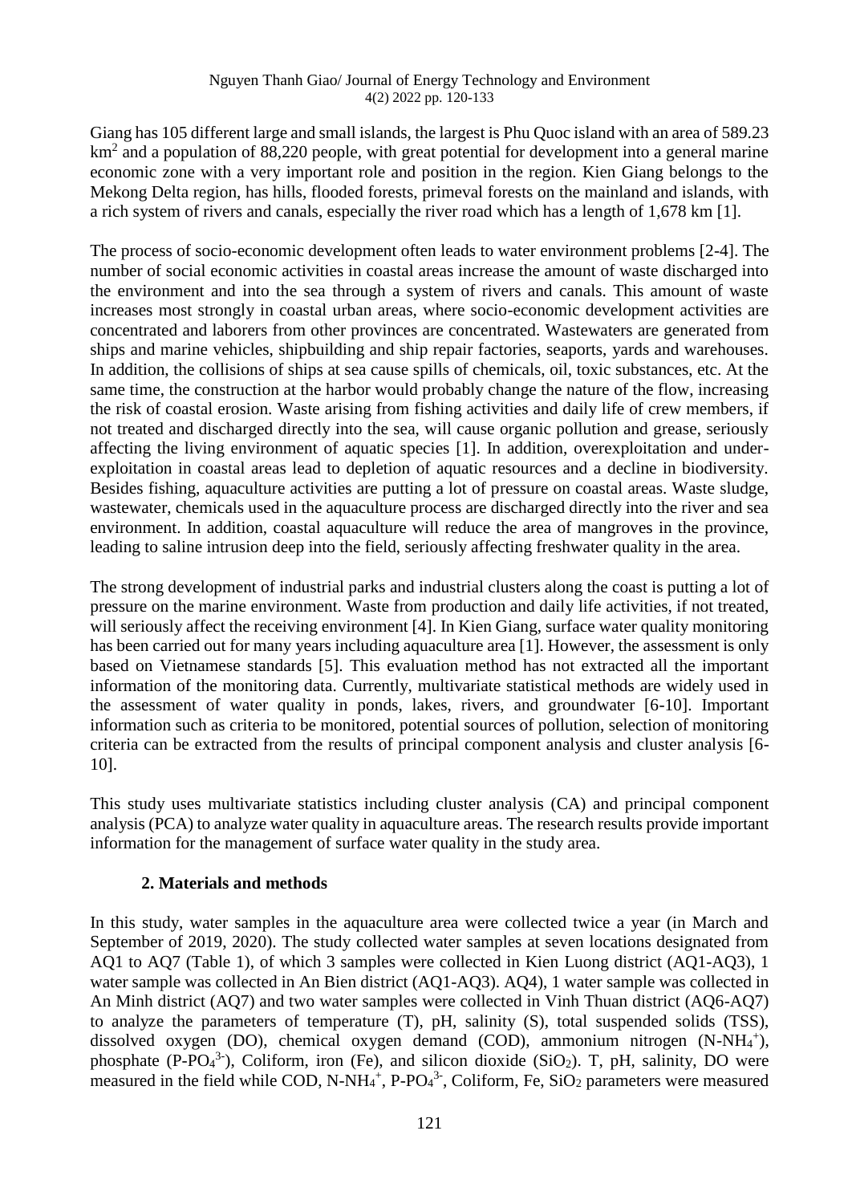Giang has 105 different large and small islands, the largest is Phu Quoc island with an area of 589.23 $km^2$ and a population of 88,220 people, with great potential for development into a general marine economic zone with a very important role and position in the region. Kien Giang belongs to the Mekong Delta region, has hills, flooded forests, primeval forests on the mainland and islands, with a rich system of rivers and canals, especially the river road which has a length of 1,678 km [1].

The process of socio-economic development often leads to water environment problems [2-4]. The number of social economic activities in coastal areas increase the amount of waste discharged into the environment and into the sea through a system of rivers and canals. This amount of waste increases most strongly in coastal urban areas, where socio-economic development activities are concentrated and laborers from other provinces are concentrated. Wastewaters are generated from ships and marine vehicles, shipbuilding and ship repair factories, seaports, yards and warehouses. In addition, the collisions of ships at sea cause spills of chemicals, oil, toxic substances, etc. At the same time, the construction at the harbor would probably change the nature of the flow, increasing the risk of coastal erosion. Waste arising from fishing activities and daily life of crew members, if not treated and discharged directly into the sea, will cause organic pollution and grease, seriously affecting the living environment of aquatic species [1]. In addition, overexploitation and under-exploitation in coastal areas lead to depletion of aquatic resources and a decline in biodiversity. Besides fishing, aquaculture activities are putting a lot of pressure on coastal areas. Waste sludge, wastewater, chemicals used in the aquaculture process are discharged directly into the river and sea environment. In addition, coastal aquaculture will reduce the area of mangroves in the province, leading to saline intrusion deep into the field, seriously affecting freshwater quality in the area.

The strong development of industrial parks and industrial clusters along the coast is putting a lot of pressure on the marine environment. Waste from production and daily life activities, if not treated, will seriously affect the receiving environment [4]. In Kien Giang, surface water quality monitoring has been carried out for many years including aquaculture area [1]. However, the assessment is only based on Vietnamese standards [5]. This evaluation method has not extracted all the important information of the monitoring data. Currently, multivariate statistical methods are widely used in the assessment of water quality in ponds, lakes, rivers, and groundwater [6-10]. Important information such as criteria to be monitored, potential sources of pollution, selection of monitoring criteria can be extracted from the results of principal component analysis and cluster analysis [6-10].

This study uses multivariate statistics including cluster analysis (CA) and principal component analysis (PCA) to analyze water quality in aquaculture areas. The research results provide important information for the management of surface water quality in the study area.

## 2. Materials and methods

In this study, water samples in the aquaculture area were collected twice a year (in March and September of 2019, 2020). The study collected water samples at seven locations designated from AQ1 to AQ7 (Table 1), of which 3 samples were collected in Kien Luong district (AQ1-AQ3), 1 water sample was collected in An Bien district (AQ1-AQ3). AQ4), 1 water sample was collected in An Minh district (AQ7) and two water samples were collected in Vinh Thuan district (AQ6-AQ7) to analyze the parameters of temperature (T), pH, salinity (S), total suspended solids (TSS), dissolved oxygen (DO), chemical oxygen demand (COD), ammonium nitrogen ($N\text{-}NH_4^+$), phosphate ($P\text{-}PO_4^{3-}$), Coliform, iron (Fe), and silicon dioxide ($SiO_2$). T, pH, salinity, DO were measured in the field while COD, $N\text{-}NH_4^+$, $P\text{-}PO_4^{3-}$, Coliform, Fe, $SiO_2$ parameters were measured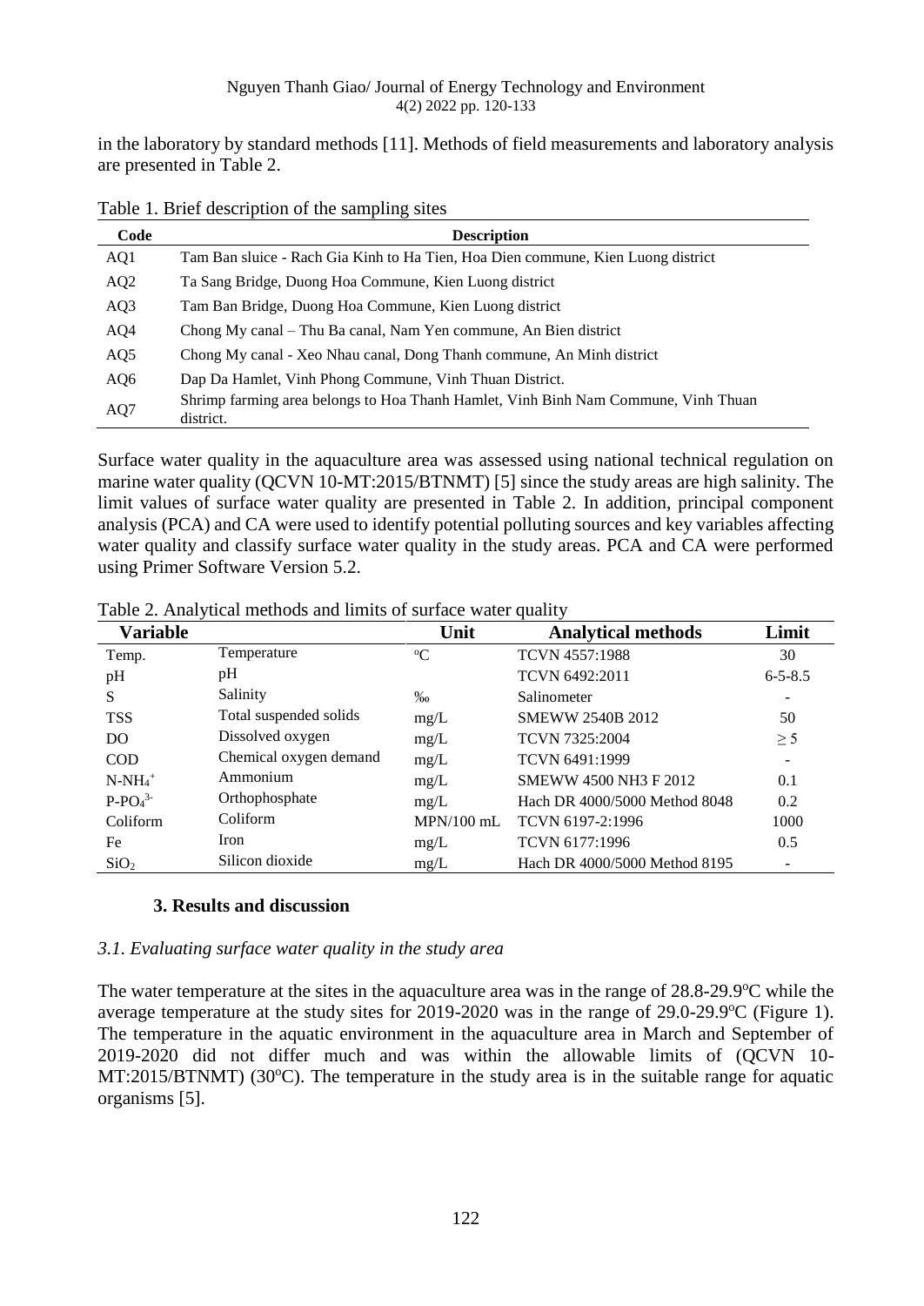in the laboratory by standard methods [11]. Methods of field measurements and laboratory analysis are presented in Table 2.

Table 1. Brief description of the sampling sites

| Code | Description |
|---|---|
| AQ1 | Tam Ban sluice - Rach Gia Kinh to Ha Tien, Hoa Dien commune, Kien Luong district |
| AQ2 | Ta Sang Bridge, Duong Hoa Commune, Kien Luong district |
| AQ3 | Tam Ban Bridge, Duong Hoa Commune, Kien Luong district |
| AQ4 | Chong My canal – Thu Ba canal, Nam Yen commune, An Bien district |
| AQ5 | Chong My canal - Xeo Nhau canal, Dong Thanh commune, An Minh district |
| AQ6 | Dap Da Hamlet, Vinh Phong Commune, Vinh Thuan District. |
| AQ7 | Shrimp farming area belongs to Hoa Thanh Hamlet, Vinh Binh Nam Commune, Vinh Thuan district. |

Surface water quality in the aquaculture area was assessed using national technical regulation on marine water quality (QCVN 10-MT:2015/BTNMT) [5] since the study areas are high salinity. The limit values of surface water quality are presented in Table 2. In addition, principal component analysis (PCA) and CA were used to identify potential polluting sources and key variables affecting water quality and classify surface water quality in the study areas. PCA and CA were performed using Primer Software Version 5.2.

Table 2. Analytical methods and limits of surface water quality

| Variable | | Unit | Analytical methods | Limit |
|---|---|---|---|---|
| Temp. | Temperature | $^{o}C$ | TCVN 4557:1988 | 30 |
| pH | pH | | TCVN 6492:2011 | 6-5-8.5 |
| S | Salinity | ‰ | Salinometer | - |
| TSS | Total suspended solids | mg/L | SMEWW 2540B 2012 | 50 |
| DO | Dissolved oxygen | mg/L | TCVN 7325:2004 | $\geq 5$ |
| COD | Chemical oxygen demand | mg/L | TCVN 6491:1999 | - |
| $N\text{-}NH_4^+$ | Ammonium | mg/L | SMEWW 4500 NH3 F 2012 | 0.1 |
| $P\text{-}PO_4^{3-}$ | Orthophosphate | mg/L | Hach DR 4000/5000 Method 8048 | 0.2 |
| Coliform | Coliform | MPN/100 mL | TCVN 6197-2:1996 | 1000 |
| Fe | Iron | mg/L | TCVN 6177:1996 | 0.5 |
| $SiO_2$ | Silicon dioxide | mg/L | Hach DR 4000/5000 Method 8195 | - |

## 3. Results and discussion

### *3.1. Evaluating surface water quality in the study area*

The water temperature at the sites in the aquaculture area was in the range of 28.8-29.9$^{o}$C while the average temperature at the study sites for 2019-2020 was in the range of 29.0-29.9$^{o}$C (Figure 1). The temperature in the aquatic environment in the aquaculture area in March and September of 2019-2020 did not differ much and was within the allowable limits of (QCVN 10-MT:2015/BTNMT) (30$^{o}$C). The temperature in the study area is in the suitable range for aquatic organisms [5].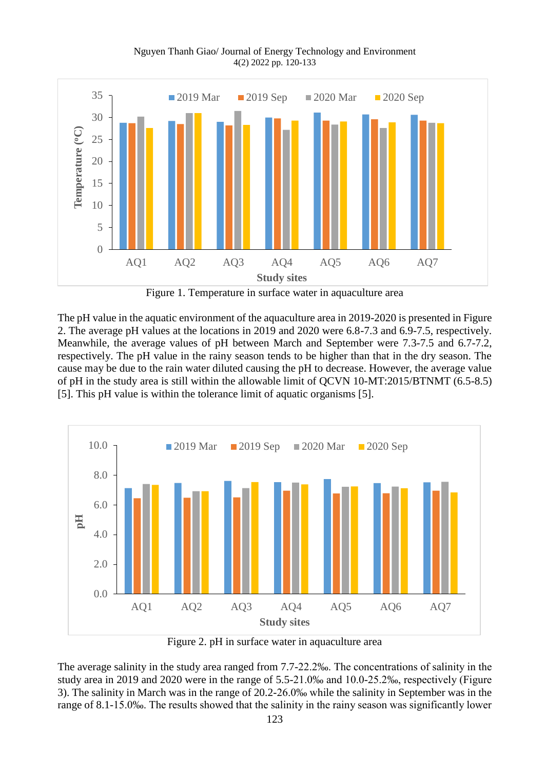Figure 1. Temperature in surface water in aquaculture area

The pH value in the aquatic environment of the aquaculture area in 2019-2020 is presented in Figure 2. The average pH values at the locations in 2019 and 2020 were 6.8-7.3 and 6.9-7.5, respectively. Meanwhile, the average values of pH between March and September were 7.3-7.5 and 6.7-7.2, respectively. The pH value in the rainy season tends to be higher than that in the dry season. The cause may be due to the rain water diluted causing the pH to decrease. However, the average value of pH in the study area is still within the allowable limit of QCVN 10-MT:2015/BTNMT (6.5-8.5) [5]. This pH value is within the tolerance limit of aquatic organisms [5].

Figure 2. pH in surface water in aquaculture area

The average salinity in the study area ranged from 7.7-22.2‰. The concentrations of salinity in the study area in 2019 and 2020 were in the range of 5.5-21.0‰ and 10.0-25.2‰, respectively (Figure 3). The salinity in March was in the range of 20.2-26.0‰ while the salinity in September was in the range of 8.1-15.0‰. The results showed that the salinity in the rainy season was significantly lower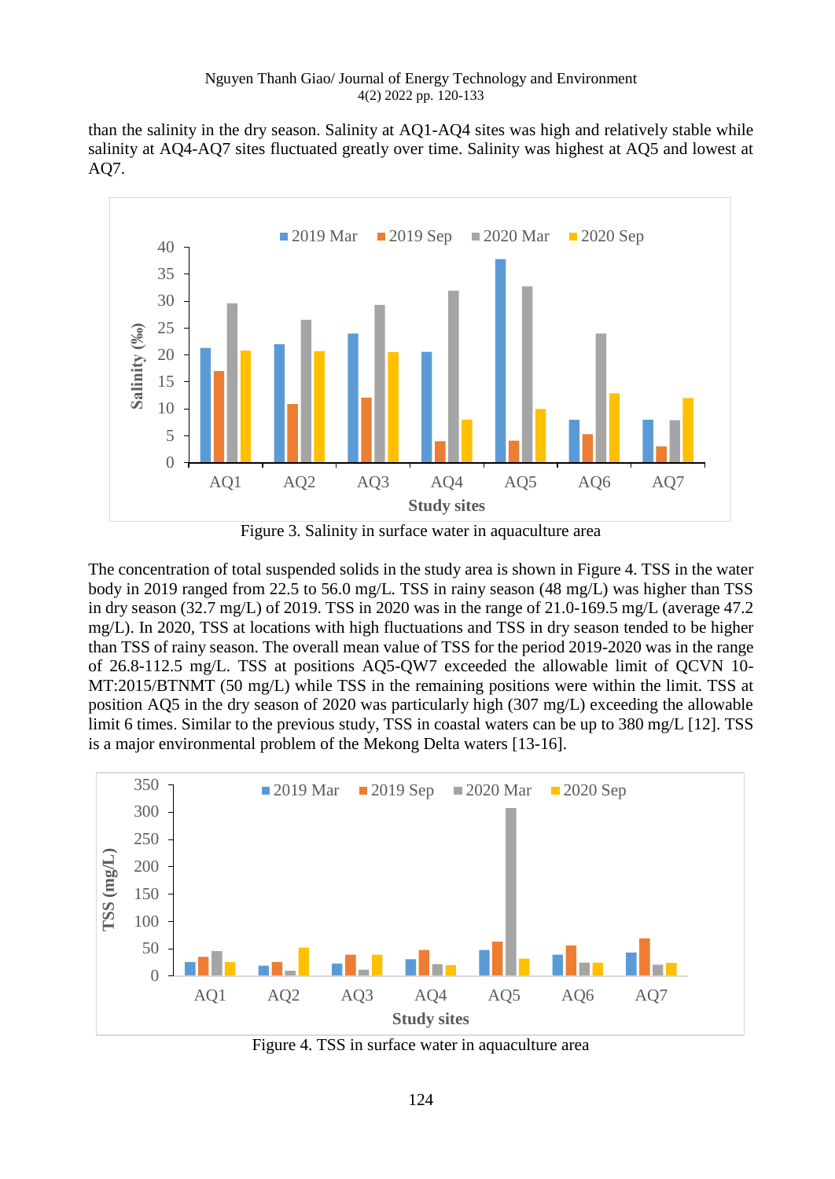than the salinity in the dry season. Salinity at AQ1-AQ4 sites was high and relatively stable while salinity at AQ4-AQ7 sites fluctuated greatly over time. Salinity was highest at AQ5 and lowest at AQ7.

Figure 3. Salinity in surface water in aquaculture area

The concentration of total suspended solids in the study area is shown in Figure 4. TSS in the water body in 2019 ranged from 22.5 to 56.0 mg/L. TSS in rainy season (48 mg/L) was higher than TSS in dry season (32.7 mg/L) of 2019. TSS in 2020 was in the range of 21.0-169.5 mg/L (average 47.2 mg/L). In 2020, TSS at locations with high fluctuations and TSS in dry season tended to be higher than TSS of rainy season. The overall mean value of TSS for the period 2019-2020 was in the range of 26.8-112.5 mg/L. TSS at positions AQ5-QW7 exceeded the allowable limit of QCVN 10-MT:2015/BTNMT (50 mg/L) while TSS in the remaining positions were within the limit. TSS at position AQ5 in the dry season of 2020 was particularly high (307 mg/L) exceeding the allowable limit 6 times. Similar to the previous study, TSS in coastal waters can be up to 380 mg/L [12]. TSS is a major environmental problem of the Mekong Delta waters [13-16].

Figure 4. TSS in surface water in aquaculture area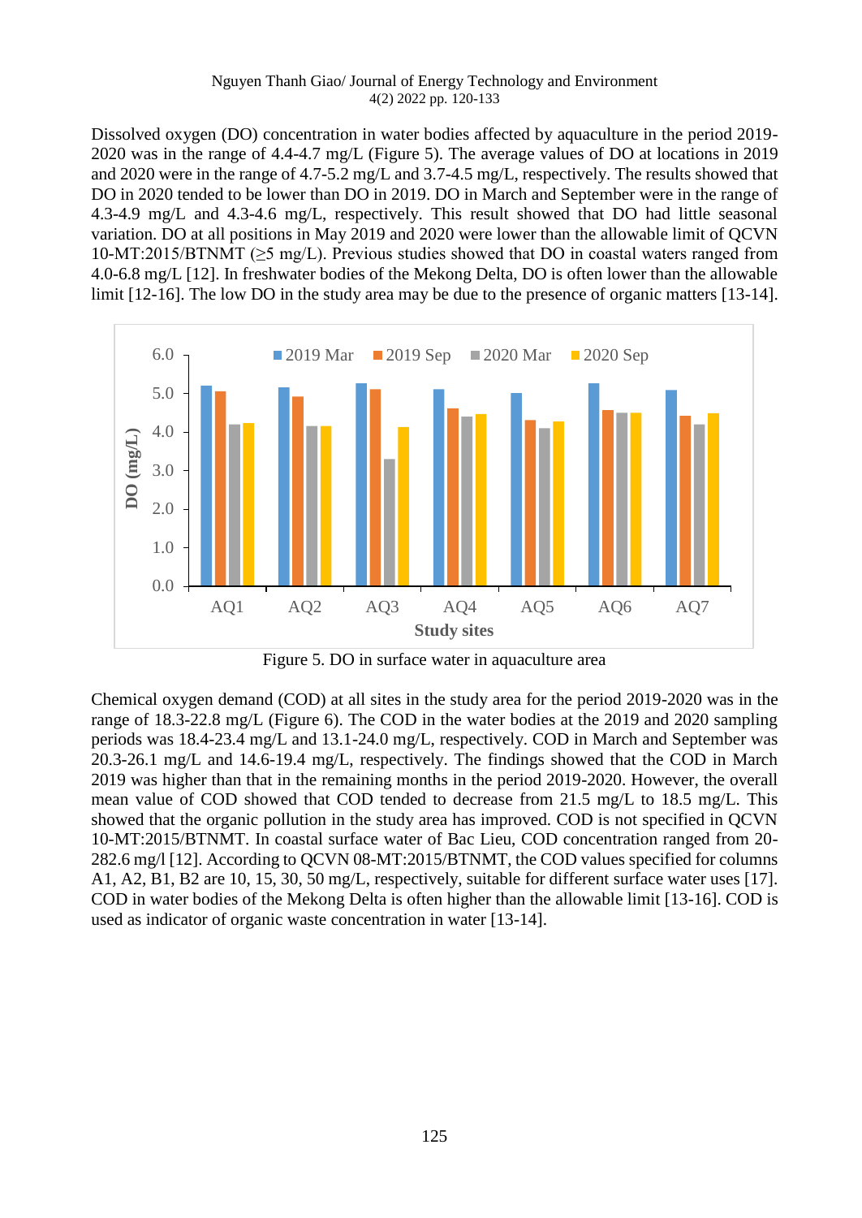Dissolved oxygen (DO) concentration in water bodies affected by aquaculture in the period 2019-2020 was in the range of 4.4-4.7 mg/L (Figure 5). The average values of DO at locations in 2019 and 2020 were in the range of 4.7-5.2 mg/L and 3.7-4.5 mg/L, respectively. The results showed that DO in 2020 tended to be lower than DO in 2019. DO in March and September were in the range of 4.3-4.9 mg/L and 4.3-4.6 mg/L, respectively. This result showed that DO had little seasonal variation. DO at all positions in May 2019 and 2020 were lower than the allowable limit of QCVN 10-MT:2015/BTNMT (≥5 mg/L). Previous studies showed that DO in coastal waters ranged from 4.0-6.8 mg/L [12]. In freshwater bodies of the Mekong Delta, DO is often lower than the allowable limit [12-16]. The low DO in the study area may be due to the presence of organic matters [13-14].

Figure 5. DO in surface water in aquaculture area

Chemical oxygen demand (COD) at all sites in the study area for the period 2019-2020 was in the range of 18.3-22.8 mg/L (Figure 6). The COD in the water bodies at the 2019 and 2020 sampling periods was 18.4-23.4 mg/L and 13.1-24.0 mg/L, respectively. COD in March and September was 20.3-26.1 mg/L and 14.6-19.4 mg/L, respectively. The findings showed that the COD in March 2019 was higher than that in the remaining months in the period 2019-2020. However, the overall mean value of COD showed that COD tended to decrease from 21.5 mg/L to 18.5 mg/L. This showed that the organic pollution in the study area has improved. COD is not specified in QCVN 10-MT:2015/BTNMT. In coastal surface water of Bac Lieu, COD concentration ranged from 20-282.6 mg/l [12]. According to QCVN 08-MT:2015/BTNMT, the COD values specified for columns A1, A2, B1, B2 are 10, 15, 30, 50 mg/L, respectively, suitable for different surface water uses [17]. COD in water bodies of the Mekong Delta is often higher than the allowable limit [13-16]. COD is used as indicator of organic waste concentration in water [13-14].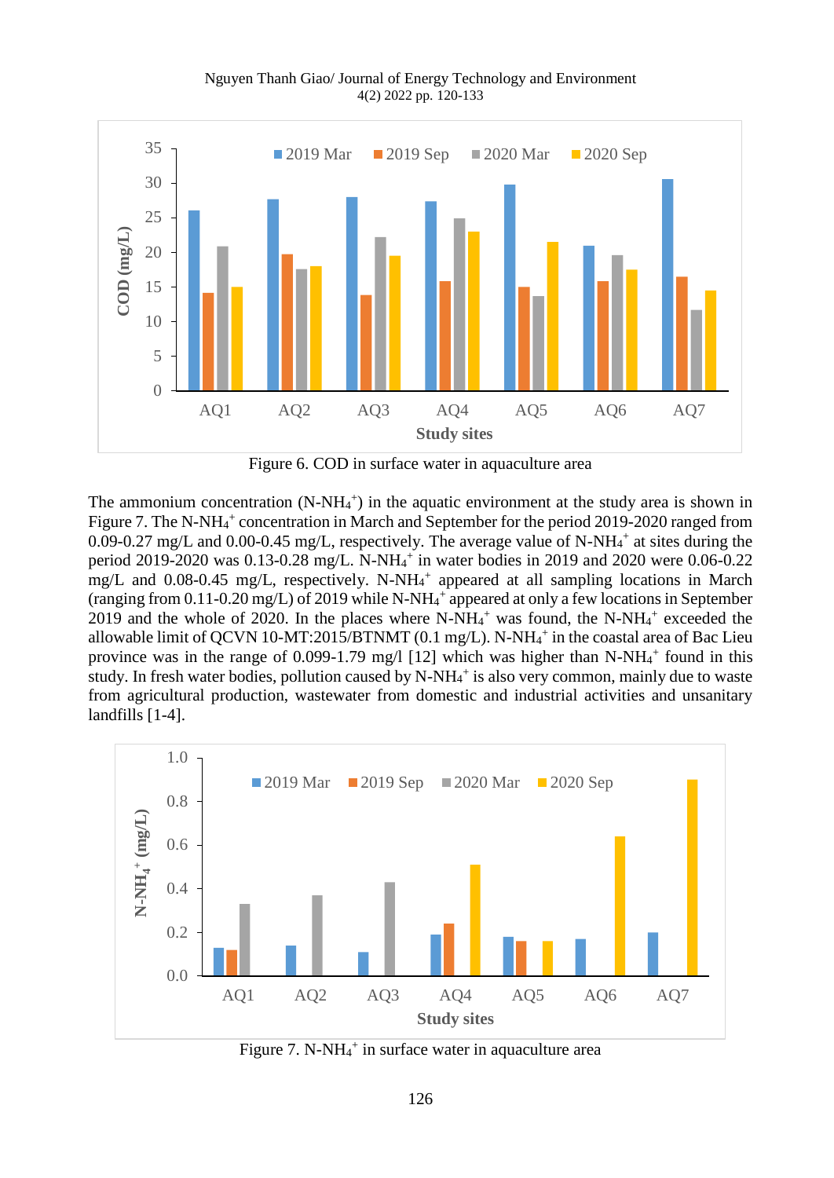Figure 6. COD in surface water in aquaculture area

The ammonium concentration ($N\text{-}NH_4^+$) in the aquatic environment at the study area is shown in Figure 7. The $N\text{-}NH_4^+$ concentration in March and September for the period 2019-2020 ranged from 0.09-0.27 mg/L and 0.00-0.45 mg/L, respectively. The average value of $N\text{-}NH_4^+$ at sites during the period 2019-2020 was 0.13-0.28 mg/L. $N\text{-}NH_4^+$ in water bodies in 2019 and 2020 were 0.06-0.22 mg/L and 0.08-0.45 mg/L, respectively. $N\text{-}NH_4^+$ appeared at all sampling locations in March (ranging from 0.11-0.20 mg/L) of 2019 while $N\text{-}NH_4^+$ appeared at only a few locations in September 2019 and the whole of 2020. In the places where $N\text{-}NH_4^+$ was found, the $N\text{-}NH_4^+$ exceeded the allowable limit of QCVN 10-MT:2015/BTNMT (0.1 mg/L). $N\text{-}NH_4^+$ in the coastal area of Bac Lieu province was in the range of 0.099-1.79 mg/l [12] which was higher than $N\text{-}NH_4^+$ found in this study. In fresh water bodies, pollution caused by $N\text{-}NH_4^+$ is also very common, mainly due to waste from agricultural production, wastewater from domestic and industrial activities and unsanitary landfills [1-4].

Figure 7. $N\text{-}NH_4^+$ in surface water in aquaculture area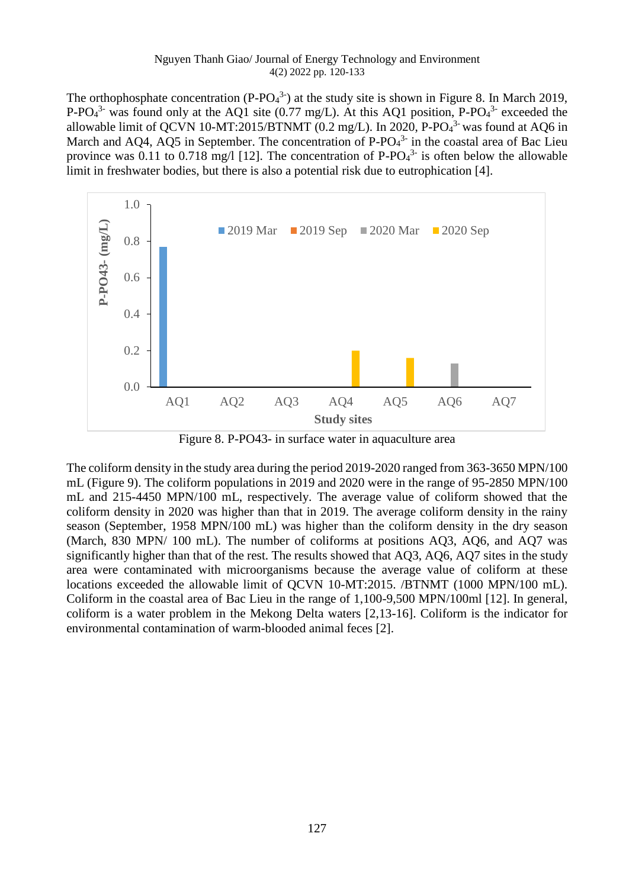The orthophosphate concentration ($P\text{-}PO_4^{3-}$) at the study site is shown in Figure 8. In March 2019, $P\text{-}PO_4^{3-}$ was found only at the AQ1 site (0.77 mg/L). At this AQ1 position, $P\text{-}PO_4^{3-}$ exceeded the allowable limit of QCVN 10-MT:2015/BTNMT (0.2 mg/L). In 2020, $P\text{-}PO_4^{3-}$ was found at AQ6 in March and AQ4, AQ5 in September. The concentration of $P\text{-}PO_4^{3-}$ in the coastal area of Bac Lieu province was 0.11 to 0.718 mg/l [12]. The concentration of $P\text{-}PO_4^{3-}$ is often below the allowable limit in freshwater bodies, but there is also a potential risk due to eutrophication [4].

Figure 8. P-PO43- in surface water in aquaculture area

The coliform density in the study area during the period 2019-2020 ranged from 363-3650 MPN/100 mL (Figure 9). The coliform populations in 2019 and 2020 were in the range of 95-2850 MPN/100 mL and 215-4450 MPN/100 mL, respectively. The average value of coliform showed that the coliform density in 2020 was higher than that in 2019. The average coliform density in the rainy season (September, 1958 MPN/100 mL) was higher than the coliform density in the dry season (March, 830 MPN/ 100 mL). The number of coliforms at positions AQ3, AQ6, and AQ7 was significantly higher than that of the rest. The results showed that AQ3, AQ6, AQ7 sites in the study area were contaminated with microorganisms because the average value of coliform at these locations exceeded the allowable limit of QCVN 10-MT:2015. /BTNMT (1000 MPN/100 mL). Coliform in the coastal area of Bac Lieu in the range of 1,100-9,500 MPN/100ml [12]. In general, coliform is a water problem in the Mekong Delta waters [2,13-16]. Coliform is the indicator for environmental contamination of warm-blooded animal feces [2].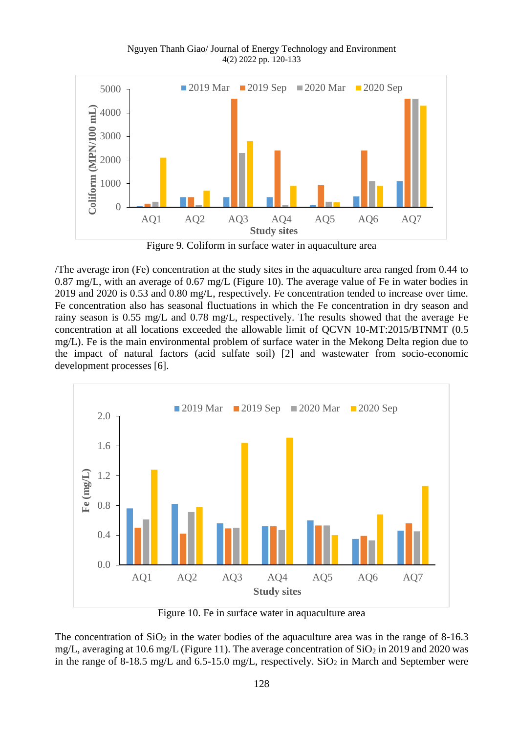Figure 9. Coliform in surface water in aquaculture area

/The average iron (Fe) concentration at the study sites in the aquaculture area ranged from 0.44 to 0.87 mg/L, with an average of 0.67 mg/L (Figure 10). The average value of Fe in water bodies in 2019 and 2020 is 0.53 and 0.80 mg/L, respectively. Fe concentration tended to increase over time. Fe concentration also has seasonal fluctuations in which the Fe concentration in dry season and rainy season is 0.55 mg/L and 0.78 mg/L, respectively. The results showed that the average Fe concentration at all locations exceeded the allowable limit of QCVN 10-MT:2015/BTNMT (0.5 mg/L). Fe is the main environmental problem of surface water in the Mekong Delta region due to the impact of natural factors (acid sulfate soil) [2] and wastewater from socio-economic development processes [6].

Figure 10. Fe in surface water in aquaculture area

The concentration of $SiO_2$ in the water bodies of the aquaculture area was in the range of 8-16.3 mg/L, averaging at 10.6 mg/L (Figure 11). The average concentration of $SiO_2$ in 2019 and 2020 was in the range of 8-18.5 mg/L and 6.5-15.0 mg/L, respectively. $SiO_2$ in March and September were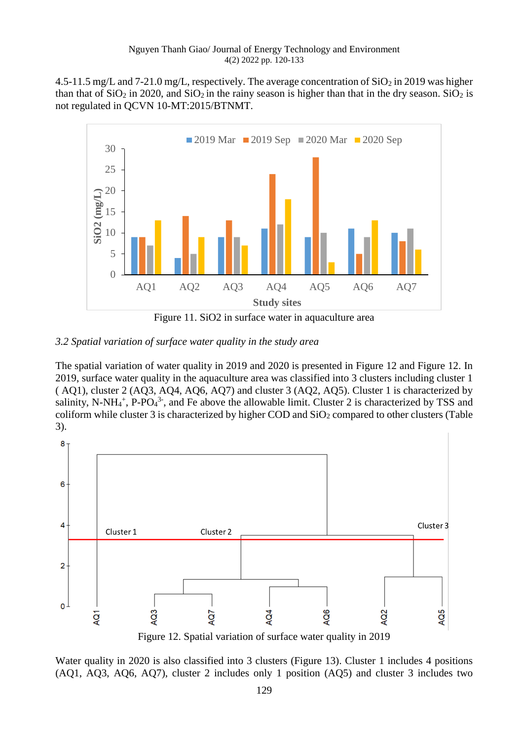4.5-11.5 mg/L and 7-21.0 mg/L, respectively. The average concentration of $SiO_2$ in 2019 was higher than that of $SiO_2$ in 2020, and $SiO_2$ in the rainy season is higher than that in the dry season. $SiO_2$ is not regulated in QCVN 10-MT:2015/BTNMT.

Figure 11. SiO2 in surface water in aquaculture area

*3.2 Spatial variation of surface water quality in the study area*

The spatial variation of water quality in 2019 and 2020 is presented in Figure 12 and Figure 12. In 2019, surface water quality in the aquaculture area was classified into 3 clusters including cluster 1 ( AQ1), cluster 2 (AQ3, AQ4, AQ6, AQ7) and cluster 3 (AQ2, AQ5). Cluster 1 is characterized by salinity, $N\text{-}NH_4^+$, $P\text{-}PO_4^{3-}$, and Fe above the allowable limit. Cluster 2 is characterized by TSS and coliform while cluster 3 is characterized by higher COD and $SiO_2$ compared to other clusters (Table 3).

Figure 12. Spatial variation of surface water quality in 2019

Water quality in 2020 is also classified into 3 clusters (Figure 13). Cluster 1 includes 4 positions (AQ1, AQ3, AQ6, AQ7), cluster 2 includes only 1 position (AQ5) and cluster 3 includes two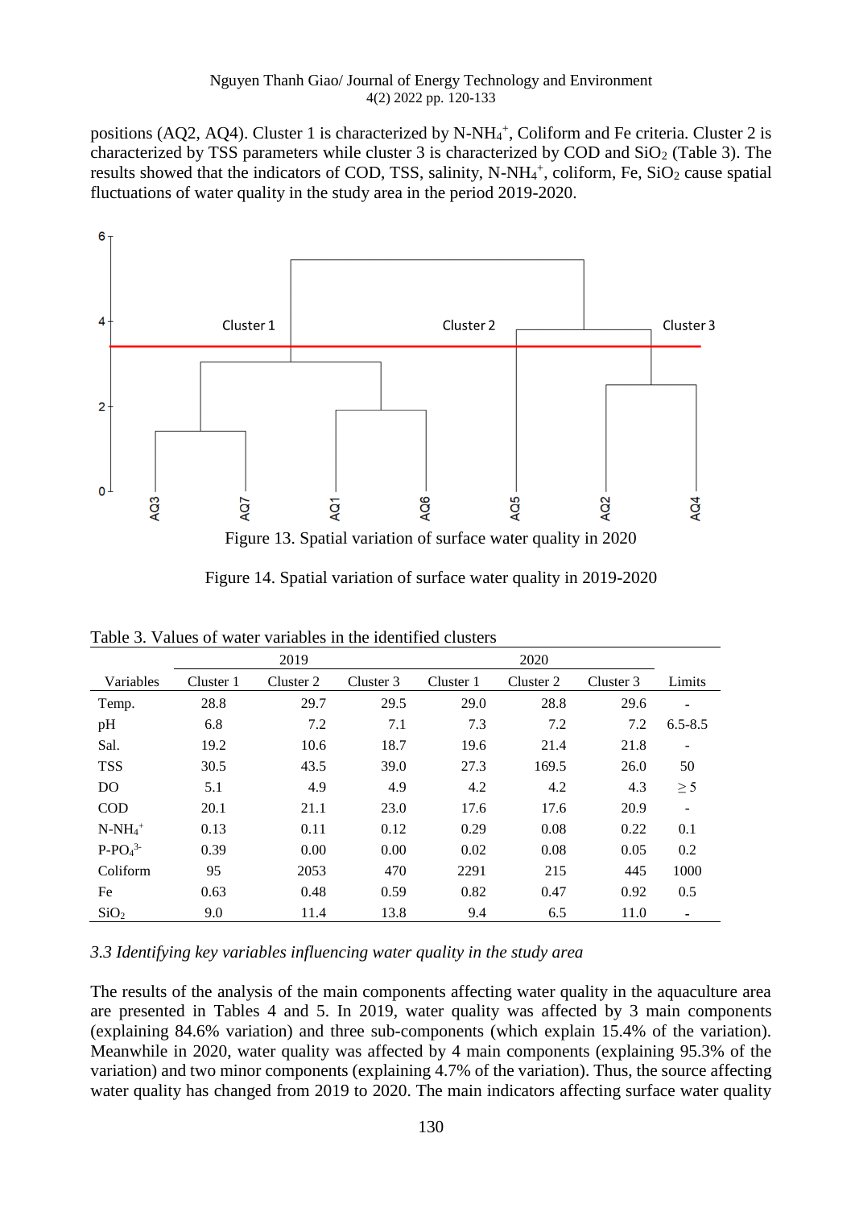positions (AQ2, AQ4). Cluster 1 is characterized by $N\text{-}NH_4^+$, Coliform and Fe criteria. Cluster 2 is characterized by TSS parameters while cluster 3 is characterized by COD and $SiO_2$ (Table 3). The results showed that the indicators of COD, TSS, salinity, $N\text{-}NH_4^+$, coliform, Fe, $SiO_2$ cause spatial fluctuations of water quality in the study area in the period 2019-2020.

Figure 13. Spatial variation of surface water quality in 2020

Figure 14. Spatial variation of surface water quality in 2019-2020

Table 3. Values of water variables in the identified clusters

| Variables | 2019 | | | 2020 | | | Limits |
|---|---|---|---|---|---|---|---|
| | Cluster 1 | Cluster 2 | Cluster 3 | Cluster 1 | Cluster 2 | Cluster 3 | |
| Temp. | 28.8 | 29.7 | 29.5 | 29.0 | 28.8 | 29.6 | - |
| pH | 6.8 | 7.2 | 7.1 | 7.3 | 7.2 | 7.2 | 6.5-8.5 |
| Sal. | 19.2 | 10.6 | 18.7 | 19.6 | 21.4 | 21.8 | - |
| TSS | 30.5 | 43.5 | 39.0 | 27.3 | 169.5 | 26.0 | 50 |
| DO | 5.1 | 4.9 | 4.9 | 4.2 | 4.2 | 4.3 | ≥ 5 |
| COD | 20.1 | 21.1 | 23.0 | 17.6 | 17.6 | 20.9 | - |
| $N\text{-}NH_4^+$ | 0.13 | 0.11 | 0.12 | 0.29 | 0.08 | 0.22 | 0.1 |
| $P\text{-}PO_4^{3-}$ | 0.39 | 0.00 | 0.00 | 0.02 | 0.08 | 0.05 | 0.2 |
| Coliform | 95 | 2053 | 470 | 2291 | 215 | 445 | 1000 |
| Fe | 0.63 | 0.48 | 0.59 | 0.82 | 0.47 | 0.92 | 0.5 |
| $SiO_2$ | 9.0 | 11.4 | 13.8 | 9.4 | 6.5 | 11.0 | - |

*3.3 Identifying key variables influencing water quality in the study area*

The results of the analysis of the main components affecting water quality in the aquaculture area are presented in Tables 4 and 5. In 2019, water quality was affected by 3 main components (explaining 84.6% variation) and three sub-components (which explain 15.4% of the variation). Meanwhile in 2020, water quality was affected by 4 main components (explaining 95.3% of the variation) and two minor components (explaining 4.7% of the variation). Thus, the source affecting water quality has changed from 2019 to 2020. The main indicators affecting surface water quality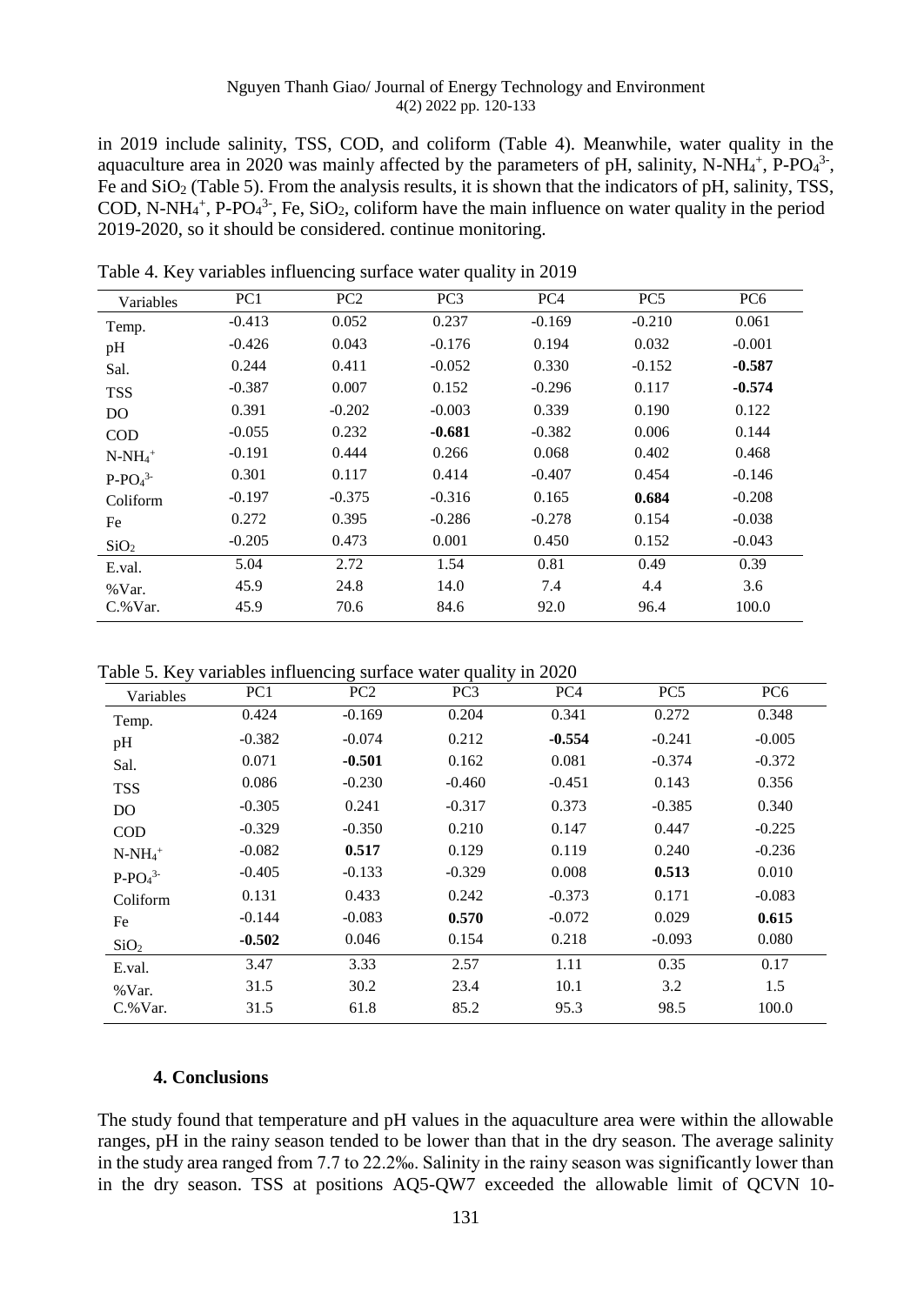in 2019 include salinity, TSS, COD, and coliform (Table 4). Meanwhile, water quality in the aquaculture area in 2020 was mainly affected by the parameters of pH, salinity, $N\text{-}NH_4^+$, $P\text{-}PO_4^{3-}$, Fe and $SiO_2$ (Table 5). From the analysis results, it is shown that the indicators of pH, salinity, TSS, COD, $N\text{-}NH_4^+$, $P\text{-}PO_4^{3-}$, Fe, $SiO_2$, coliform have the main influence on water quality in the period 2019-2020, so it should be considered. continue monitoring.

Table 4. Key variables influencing surface water quality in 2019

| Variables | PC1 | PC2 | PC3 | PC4 | PC5 | PC6 |
|---|---|---|---|---|---|---|
| Temp. | -0.413 | 0.052 | 0.237 | -0.169 | -0.210 | 0.061 |
| pH | -0.426 | 0.043 | -0.176 | 0.194 | 0.032 | -0.001 |
| Sal. | 0.244 | 0.411 | -0.052 | 0.330 | -0.152 | **-0.587** |
| TSS | -0.387 | 0.007 | 0.152 | -0.296 | 0.117 | **-0.574** |
| DO | 0.391 | -0.202 | -0.003 | 0.339 | 0.190 | 0.122 |
| COD | -0.055 | 0.232 | **-0.681** | -0.382 | 0.006 | 0.144 |
| $N\text{-}NH_4^+$ | -0.191 | 0.444 | 0.266 | 0.068 | 0.402 | 0.468 |
| $P\text{-}PO_4^{3-}$ | 0.301 | 0.117 | 0.414 | -0.407 | 0.454 | -0.146 |
| Coliform | -0.197 | -0.375 | -0.316 | 0.165 | **0.684** | -0.208 |
| Fe | 0.272 | 0.395 | -0.286 | -0.278 | 0.154 | -0.038 |
| $SiO_2$ | -0.205 | 0.473 | 0.001 | 0.450 | 0.152 | -0.043 |
| E.val. | 5.04 | 2.72 | 1.54 | 0.81 | 0.49 | 0.39 |
| %Var. | 45.9 | 24.8 | 14.0 | 7.4 | 4.4 | 3.6 |
| C.%Var. | 45.9 | 70.6 | 84.6 | 92.0 | 96.4 | 100.0 |

Table 5. Key variables influencing surface water quality in 2020

| Variables | PC1 | PC2 | PC3 | PC4 | PC5 | PC6 |
|---|---|---|---|---|---|---|
| Temp. | 0.424 | -0.169 | 0.204 | 0.341 | 0.272 | 0.348 |
| pH | -0.382 | -0.074 | 0.212 | **-0.554** | -0.241 | -0.005 |
| Sal. | 0.071 | **-0.501** | 0.162 | 0.081 | -0.374 | -0.372 |
| TSS | 0.086 | -0.230 | -0.460 | -0.451 | 0.143 | 0.356 |
| DO | -0.305 | 0.241 | -0.317 | 0.373 | -0.385 | 0.340 |
| COD | -0.329 | -0.350 | 0.210 | 0.147 | 0.447 | -0.225 |
| $N\text{-}NH_4^+$ | -0.082 | **0.517** | 0.129 | 0.119 | 0.240 | -0.236 |
| $P\text{-}PO_4^{3-}$ | -0.405 | -0.133 | -0.329 | 0.008 | **0.513** | 0.010 |
| Coliform | 0.131 | 0.433 | 0.242 | -0.373 | 0.171 | -0.083 |
| Fe | -0.144 | -0.083 | **0.570** | -0.072 | 0.029 | **0.615** |
| $SiO_2$ | **-0.502** | 0.046 | 0.154 | 0.218 | -0.093 | 0.080 |
| E.val. | 3.47 | 3.33 | 2.57 | 1.11 | 0.35 | 0.17 |
| %Var. | 31.5 | 30.2 | 23.4 | 10.1 | 3.2 | 1.5 |
| C.%Var. | 31.5 | 61.8 | 85.2 | 95.3 | 98.5 | 100.0 |

## 4. Conclusions

The study found that temperature and pH values in the aquaculture area were within the allowable ranges, pH in the rainy season tended to be lower than that in the dry season. The average salinity in the study area ranged from 7.7 to 22.2‰. Salinity in the rainy season was significantly lower than in the dry season. TSS at positions AQ5-QW7 exceeded the allowable limit of QCVN 10-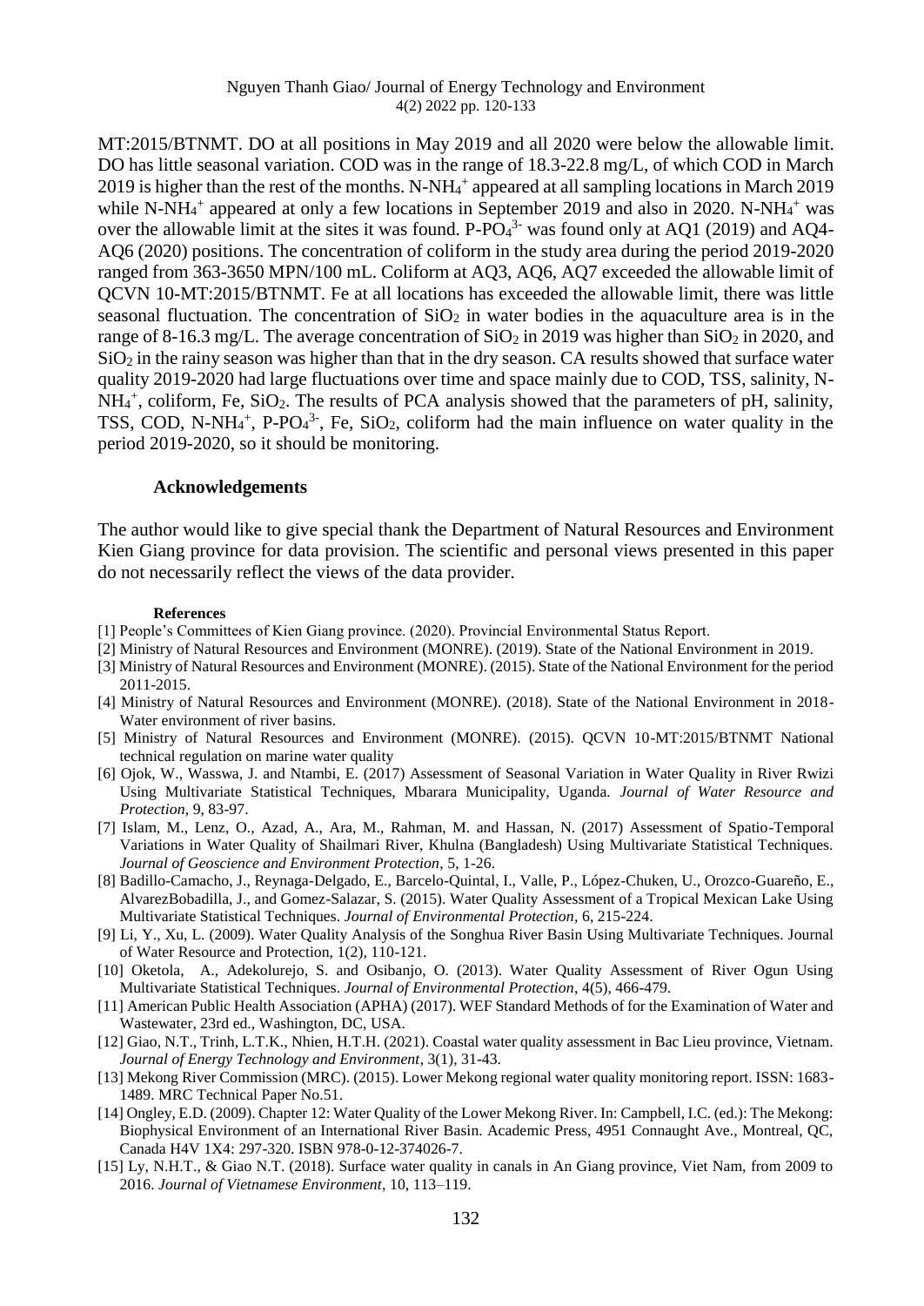MT:2015/BTNMT. DO at all positions in May 2019 and all 2020 were below the allowable limit. DO has little seasonal variation. COD was in the range of 18.3-22.8 mg/L, of which COD in March 2019 is higher than the rest of the months. N-$NH_4^+$ appeared at all sampling locations in March 2019 while N-$NH_4^+$ appeared at only a few locations in September 2019 and also in 2020. N-$NH_4^+$ was over the allowable limit at the sites it was found. P-$PO_4^{3-}$ was found only at AQ1 (2019) and AQ4-AQ6 (2020) positions. The concentration of coliform in the study area during the period 2019-2020 ranged from 363-3650 MPN/100 mL. Coliform at AQ3, AQ6, AQ7 exceeded the allowable limit of QCVN 10-MT:2015/BTNMT. Fe at all locations has exceeded the allowable limit, there was little seasonal fluctuation. The concentration of $SiO_2$ in water bodies in the aquaculture area is in the range of 8-16.3 mg/L. The average concentration of $SiO_2$ in 2019 was higher than $SiO_2$ in 2020, and $SiO_2$ in the rainy season was higher than that in the dry season. CA results showed that surface water quality 2019-2020 had large fluctuations over time and space mainly due to COD, TSS, salinity, N-$NH_4^+$, coliform, Fe, $SiO_2$. The results of PCA analysis showed that the parameters of pH, salinity, TSS, COD, N-$NH_4^+$, P-$PO_4^{3-}$, Fe, $SiO_2$, coliform had the main influence on water quality in the period 2019-2020, so it should be monitoring.

### Acknowledgements

The author would like to give special thank the Department of Natural Resources and Environment Kien Giang province for data provision. The scientific and personal views presented in this paper do not necessarily reflect the views of the data provider.

#### References

[1] People's Committees of Kien Giang province. (2020). Provincial Environmental Status Report.

[2] Ministry of Natural Resources and Environment (MONRE). (2019). State of the National Environment in 2019.

[3] Ministry of Natural Resources and Environment (MONRE). (2015). State of the National Environment for the period 2011-2015.

[4] Ministry of Natural Resources and Environment (MONRE). (2018). State of the National Environment in 2018- Water environment of river basins.

[5] Ministry of Natural Resources and Environment (MONRE). (2015). QCVN 10-MT:2015/BTNMT National technical regulation on marine water quality

[6] Ojok, W., Wasswa, J. and Ntambi, E. (2017) Assessment of Seasonal Variation in Water Quality in River Rwizi Using Multivariate Statistical Techniques, Mbarara Municipality, Uganda. *Journal of Water Resource and Protection*, 9, 83-97.

[7] Islam, M., Lenz, O., Azad, A., Ara, M., Rahman, M. and Hassan, N. (2017) Assessment of Spatio-Temporal Variations in Water Quality of Shailmari River, Khulna (Bangladesh) Using Multivariate Statistical Techniques. *Journal of Geoscience and Environment Protection*, 5, 1-26.

[8] Badillo-Camacho, J., Reynaga-Delgado, E., Barcelo-Quintal, I., Valle, P., López-Chuken, U., Orozco-Guareño, E., AlvarezBobadilla, J., and Gomez-Salazar, S. (2015). Water Quality Assessment of a Tropical Mexican Lake Using Multivariate Statistical Techniques. *Journal of Environmental Protection*, 6, 215-224.

[9] Li, Y., Xu, L. (2009). Water Quality Analysis of the Songhua River Basin Using Multivariate Techniques. Journal of Water Resource and Protection, 1(2), 110-121.

[10] Oketola, A., Adekolurejo, S. and Osibanjo, O. (2013). Water Quality Assessment of River Ogun Using Multivariate Statistical Techniques. *Journal of Environmental Protection*, 4(5), 466-479.

[11] American Public Health Association (APHA) (2017). WEF Standard Methods of for the Examination of Water and Wastewater, 23rd ed., Washington, DC, USA.

[12] Giao, N.T., Trinh, L.T.K., Nhien, H.T.H. (2021). Coastal water quality assessment in Bac Lieu province, Vietnam. *Journal of Energy Technology and Environment*, 3(1), 31-43.

[13] Mekong River Commission (MRC). (2015). Lower Mekong regional water quality monitoring report. ISSN: 1683-1489. MRC Technical Paper No.51.

[14] Ongley, E.D. (2009). Chapter 12: Water Quality of the Lower Mekong River. In: Campbell, I.C. (ed.): The Mekong: Biophysical Environment of an International River Basin. Academic Press, 4951 Connaught Ave., Montreal, QC, Canada H4V 1X4: 297-320. ISBN 978-0-12-374026-7.

[15] Ly, N.H.T., & Giao N.T. (2018). Surface water quality in canals in An Giang province, Viet Nam, from 2009 to 2016. *Journal of Vietnamese Environment*, 10, 113–119.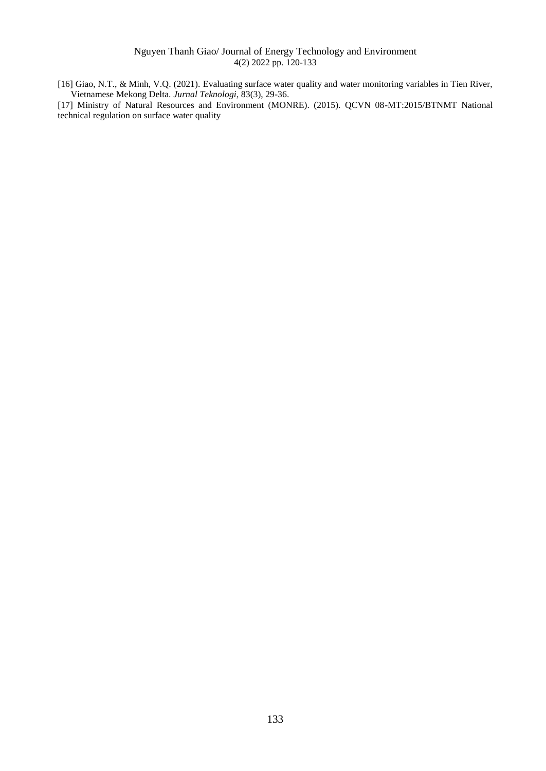[16] Giao, N.T., & Minh, V.Q. (2021). Evaluating surface water quality and water monitoring variables in Tien River, Vietnamese Mekong Delta. *Jurnal Teknologi*, 83(3), 29-36.

[17] Ministry of Natural Resources and Environment (MONRE). (2015). QCVN 08-MT:2015/BTNMT National technical regulation on surface water quality